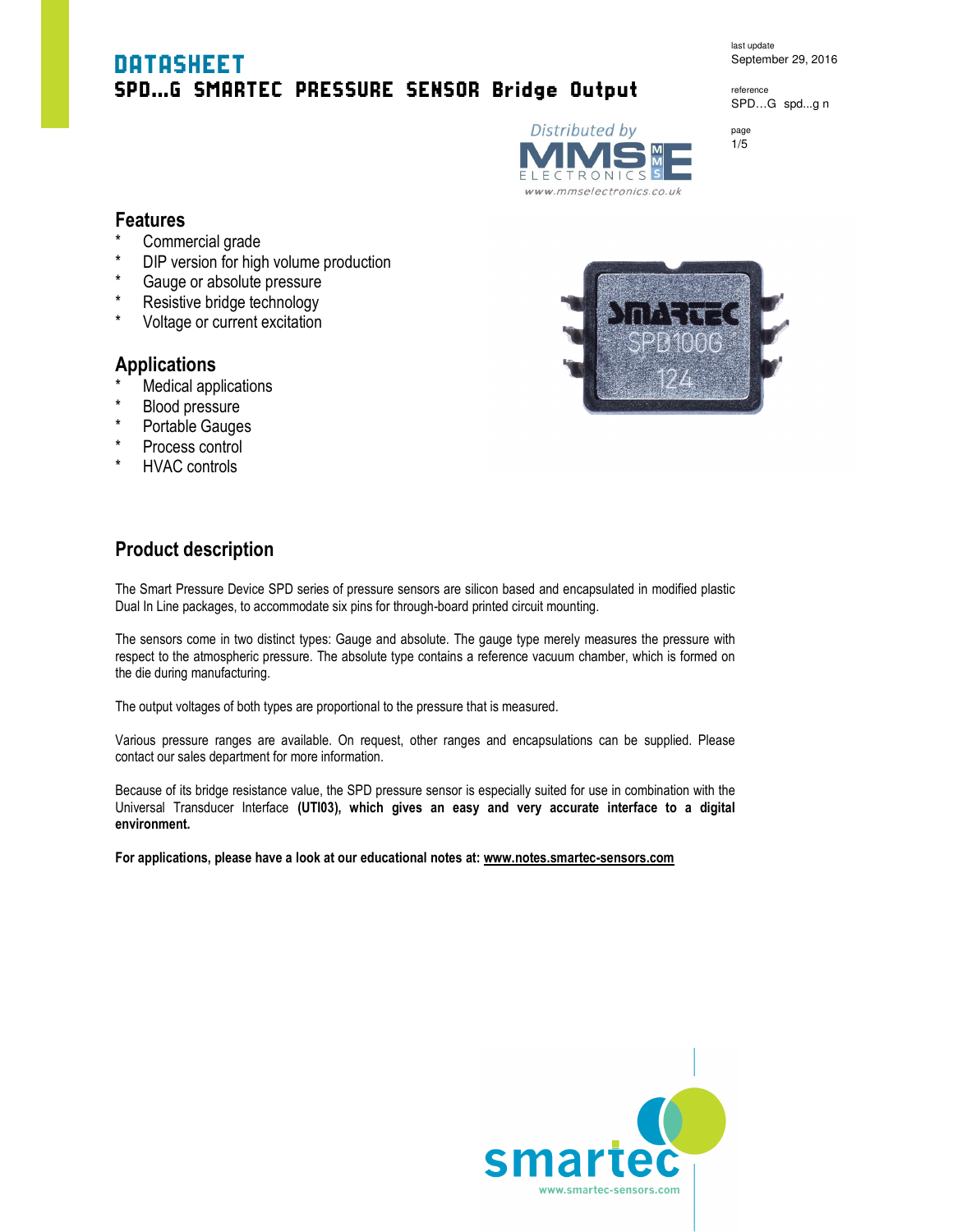# DATASHEET

## SPD…G SMARTEC PRESSURE SENSOR Bridge Output

last update
September 29, 2016

reference
SPD…G spd...g n

Distributed by MMS Electronics
www.mmselectronics.co.uk

## Features

* Commercial grade
* DIP version for high volume production
* Gauge or absolute pressure
* Resistive bridge technology
* Voltage or current excitation

## Applications

* Medical applications
* Blood pressure
* Portable Gauges
* Process control
* HVAC controls

## Product description

The Smart Pressure Device SPD series of pressure sensors are silicon based and encapsulated in modified plastic Dual In Line packages, to accommodate six pins for through-board printed circuit mounting.

The sensors come in two distinct types: Gauge and absolute. The gauge type merely measures the pressure with respect to the atmospheric pressure. The absolute type contains a reference vacuum chamber, which is formed on the die during manufacturing.

The output voltages of both types are proportional to the pressure that is measured.

Various pressure ranges are available. On request, other ranges and encapsulations can be supplied. Please contact our sales department for more information.

Because of its bridge resistance value, the SPD pressure sensor is especially suited for use in combination with the Universal Transducer Interface **(UTI03), which gives an easy and very accurate interface to a digital environment.**

**For applications, please have a look at our educational notes at: www.notes.smartec-sensors.com**

smartec
www.smartec-sensors.com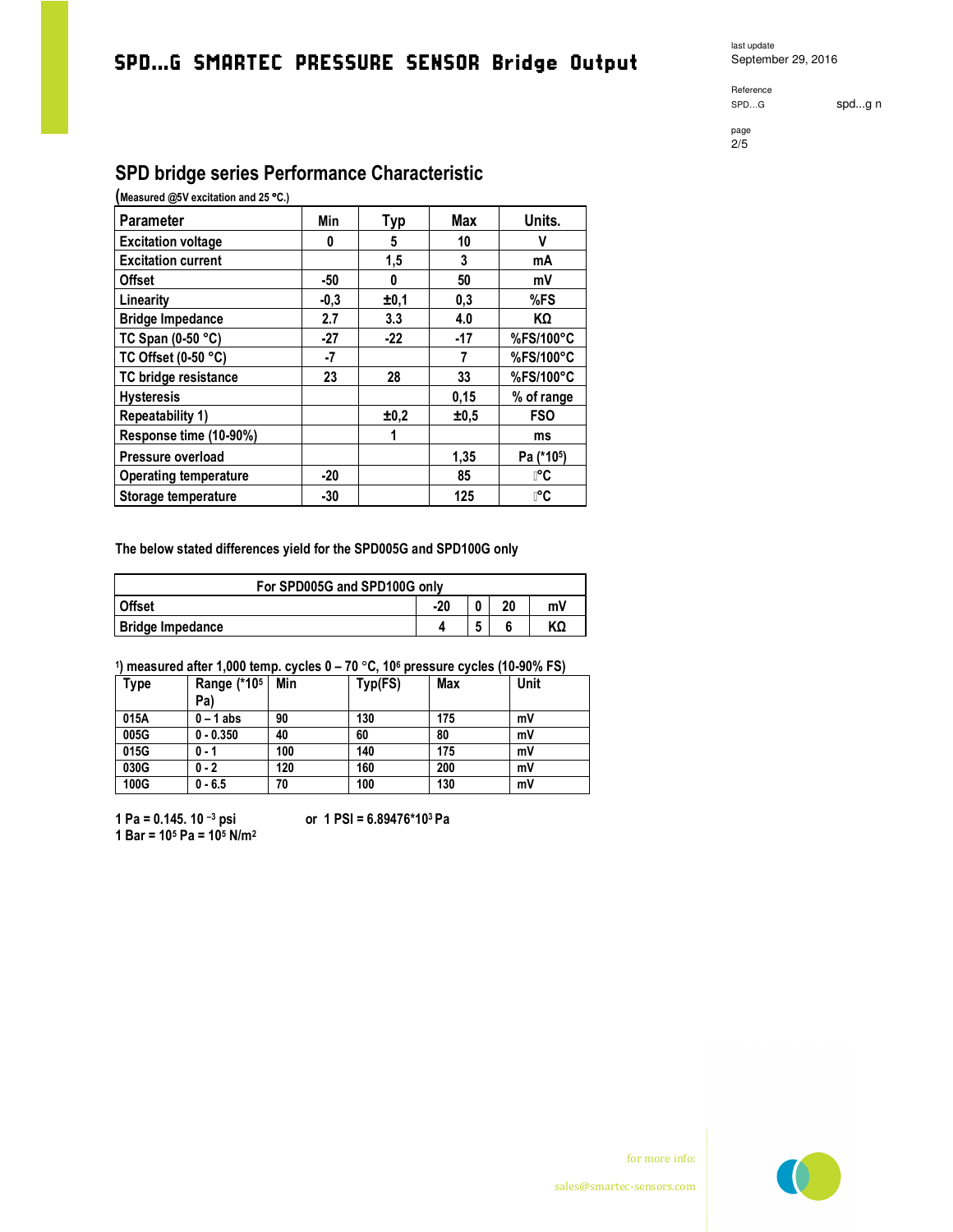## SPD bridge series Performance Characteristic

(Measured @5V excitation and 25 °C.)

| Parameter | Min | Typ | Max | Units. |
|---|---|---|---|---|
| Excitation voltage | 0 | 5 | 10 | V |
| Excitation current | | 1,5 | 3 | mA |
| Offset | -50 | 0 | 50 | mV |
| Linearity | -0,3 | ±0,1 | 0,3 | %FS |
| Bridge Impedance | 2.7 | 3.3 | 4.0 | KΩ |
| TC Span (0-50 °C) | -27 | -22 | -17 | %FS/100°C |
| TC Offset (0-50 °C) | -7 | | 7 | %FS/100°C |
| TC bridge resistance | 23 | 28 | 33 | %FS/100°C |
| Hysteresis | | | 0,15 | % of range |
| Repeatability 1) | | ±0,2 | ±0,5 | FSO |
| Response time (10-90%) | | 1 | | ms |
| Pressure overload | | | 1,35 | Pa (*$10^5$) |
| Operating temperature | -20 | | 85 | °C |
| Storage temperature | -30 | | 125 | °C |

The below stated differences yield for the SPD005G and SPD100G only

| For SPD005G and SPD100G only | | | | |
|---|---|---|---|---|
| Offset | -20 | 0 | 20 | mV |
| Bridge Impedance | 4 | 5 | 6 | KΩ |

1) measured after 1,000 temp. cycles 0 – 70 °C, $10^6$ pressure cycles (10-90% FS)

| Type | Range (*$10^5$ Pa) | Min | Typ(FS) | Max | Unit |
|---|---|---|---|---|---|
| 015A | 0 – 1 abs | 90 | 130 | 175 | mV |
| 005G | 0 - 0.350 | 40 | 60 | 80 | mV |
| 015G | 0 - 1 | 100 | 140 | 175 | mV |
| 030G | 0 - 2 | 120 | 160 | 200 | mV |
| 100G | 0 - 6.5 | 70 | 100 | 130 | mV |

1 Pa = 0.145. $10^{-3}$ psi or 1 PSI = 6.89476*$10^3$ Pa
1 Bar = $10^5$ Pa = $10^5$ N/$m^2$

for more info:
sales@smartec-sensors.com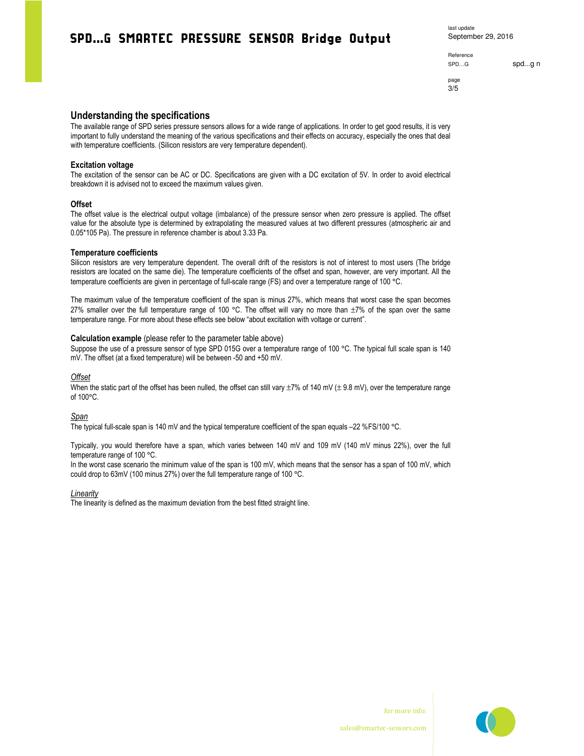## Understanding the specifications

The available range of SPD series pressure sensors allows for a wide range of applications. In order to get good results, it is very important to fully understand the meaning of the various specifications and their effects on accuracy, especially the ones that deal with temperature coefficients. (Silicon resistors are very temperature dependent).

### Excitation voltage

The excitation of the sensor can be AC or DC. Specifications are given with a DC excitation of 5V. In order to avoid electrical breakdown it is advised not to exceed the maximum values given.

### Offset

The offset value is the electrical output voltage (imbalance) of the pressure sensor when zero pressure is applied. The offset value for the absolute type is determined by extrapolating the measured values at two different pressures (atmospheric air and 0.05*105 Pa). The pressure in reference chamber is about 3.33 Pa.

### Temperature coefficients

Silicon resistors are very temperature dependent. The overall drift of the resistors is not of interest to most users (The bridge resistors are located on the same die). The temperature coefficients of the offset and span, however, are very important. All the temperature coefficients are given in percentage of full-scale range (FS) and over a temperature range of 100 °C.

The maximum value of the temperature coefficient of the span is minus 27%, which means that worst case the span becomes 27% smaller over the full temperature range of 100 °C. The offset will vary no more than ±7% of the span over the same temperature range. For more about these effects see below "about excitation with voltage or current".

### Calculation example (please refer to the parameter table above)

Suppose the use of a pressure sensor of type SPD 015G over a temperature range of 100 °C. The typical full scale span is 140 mV. The offset (at a fixed temperature) will be between -50 and +50 mV.

*Offset*

When the static part of the offset has been nulled, the offset can still vary ±7% of 140 mV (± 9.8 mV), over the temperature range of 100°C.

*Span*

The typical full-scale span is 140 mV and the typical temperature coefficient of the span equals –22 %FS/100 °C.

Typically, you would therefore have a span, which varies between 140 mV and 109 mV (140 mV minus 22%), over the full temperature range of 100 °C.
In the worst case scenario the minimum value of the span is 100 mV, which means that the sensor has a span of 100 mV, which could drop to 63mV (100 minus 27%) over the full temperature range of 100 °C.

*Linearity*

The linearity is defined as the maximum deviation from the best fitted straight line.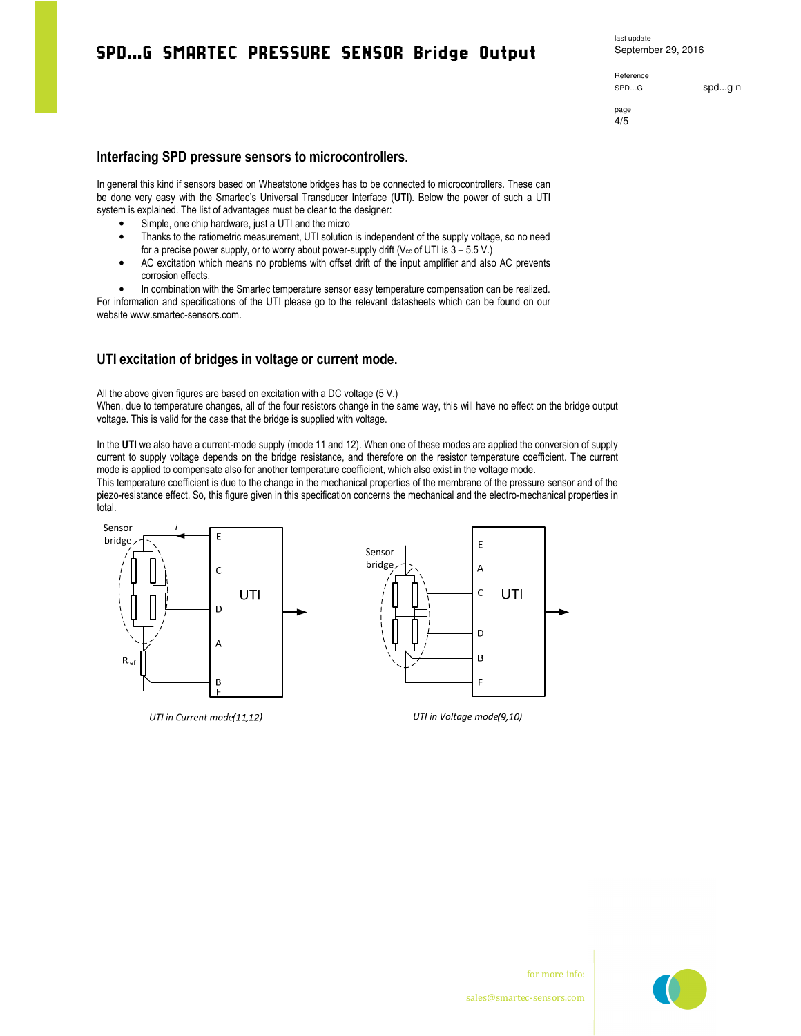## Interfacing SPD pressure sensors to microcontrollers.

In general this kind if sensors based on Wheatstone bridges has to be connected to microcontrollers. These can be done very easy with the Smartec's Universal Transducer Interface (**UTI**). Below the power of such a UTI system is explained. The list of advantages must be clear to the designer:

- Simple, one chip hardware, just a UTI and the micro
- Thanks to the ratiometric measurement, UTI solution is independent of the supply voltage, so no need for a precise power supply, or to worry about power-supply drift ($V_{cc}$ of UTI is 3 – 5.5 V.)
- AC excitation which means no problems with offset drift of the input amplifier and also AC prevents corrosion effects.
- In combination with the Smartec temperature sensor easy temperature compensation can be realized.

For information and specifications of the UTI please go to the relevant datasheets which can be found on our website www.smartec-sensors.com.

## UTI excitation of bridges in voltage or current mode.

All the above given figures are based on excitation with a DC voltage (5 V.)
When, due to temperature changes, all of the four resistors change in the same way, this will have no effect on the bridge output voltage. This is valid for the case that the bridge is supplied with voltage.

In the **UTI** we also have a current-mode supply (mode 11 and 12). When one of these modes are applied the conversion of supply current to supply voltage depends on the bridge resistance, and therefore on the resistor temperature coefficient. The current mode is applied to compensate also for another temperature coefficient, which also exist in the voltage mode.
This temperature coefficient is due to the change in the mechanical properties of the membrane of the pressure sensor and of the piezo-resistance effect. So, this figure given in this specification concerns the mechanical and the electro-mechanical properties in total.

*UTI in Current mode(11,12)*

*UTI in Voltage mode(9,10)*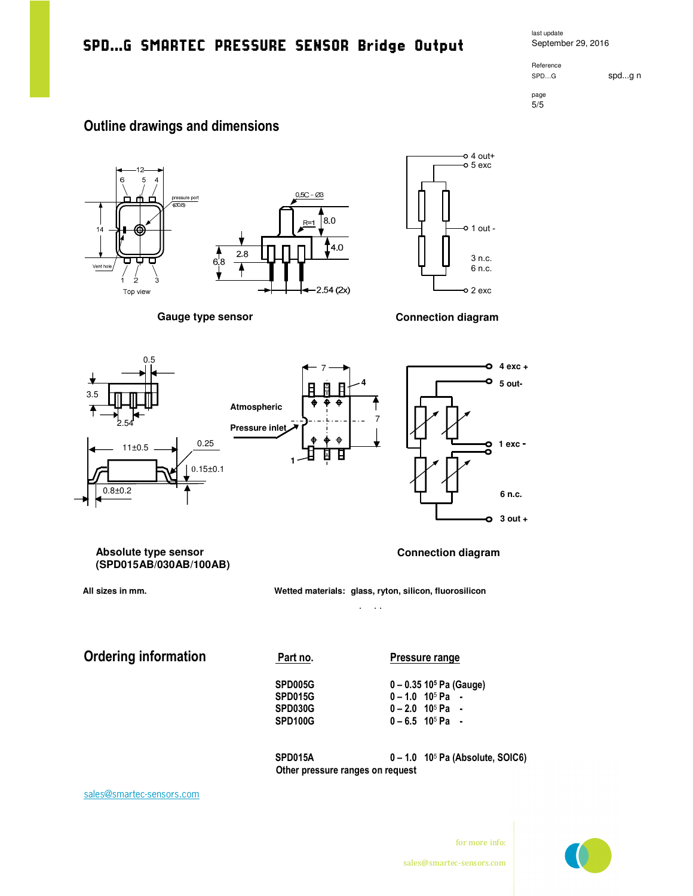## Outline drawings and dimensions

12
6 5 4
pressure port (Ø0.8)
14
Vent hole
1 2 3
Top view

0.5C - Ø3
R=1
8.0
4.0
2.8
6.8
2.54 (2x)

**Gauge type sensor**

4 out+
5 exc
1 out -
3 n.c.
6 n.c.
2 exc

**Connection diagram**

0.5
3.5
2.54
11±0.5
0.25
0.15±0.1
0.8±0.2

7
4
Atmospheric
Pressure inlet
7
1

4 exc +
5 out-
1 exc -
6 n.c.
3 out +

**Absolute type sensor (SPD015AB/030AB/100AB)**

**Connection diagram**

**All sizes in mm.**

**Wetted materials:** glass, ryton, silicon, fluorosilicon

## Ordering information

| Part no. | Pressure range |
|---|---|
| SPD005G | 0 – 0.35 $10^5$ Pa (Gauge) |
| SPD015G | 0 – 1.0 $10^5$ Pa - |
| SPD030G | 0 – 2.0 $10^5$ Pa - |
| SPD100G | 0 – 6.5 $10^5$ Pa - |
| SPD015A | 0 – 1.0 $10^5$ Pa (Absolute, SOIC6) |

Other pressure ranges on request

sales@smartec-sensors.com

for more info:
sales@smartec-sensors.com